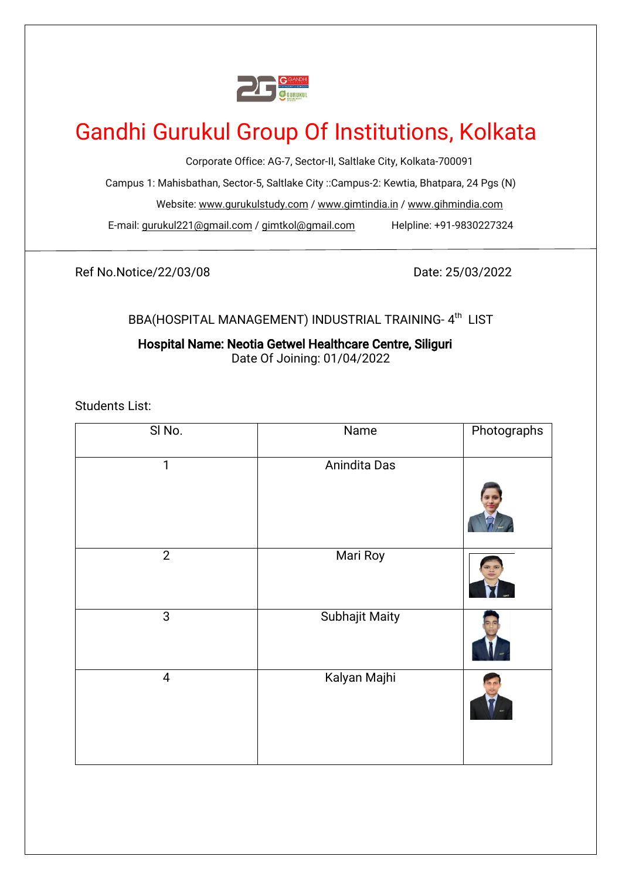# Gandhi Gurukul Group Of Institutions, Kolkata

Corporate Office: AG-7, Sector-II, Saltlake City, Kolkata-700091

Campus 1: Mahisbathan, Sector-5, Saltlake City ::Campus-2: Kewtia, Bhatpara, 24 Pgs (N)

Website: www.gurukulstudy.com / www.gimtindia.in / www.gihmindia.com

E-mail: gurukul221@gmail.com / gimtkol@gmail.com Helpline: +91-9830227324

Ref No.Notice/22/03/08 Date: 25/03/2022

BBA(HOSPITAL MANAGEMENT) INDUSTRIAL TRAINING- 4th LIST

**Hospital Name: Neotia Getwel Healthcare Centre, Siliguri**
Date Of Joining: 01/04/2022

Students List:

| Sl No. | Name | Photographs |
|---|---|---|
| 1 | Anindita Das | |
| 2 | Mari Roy | |
| 3 | Subhajit Maity | |
| 4 | Kalyan Majhi | |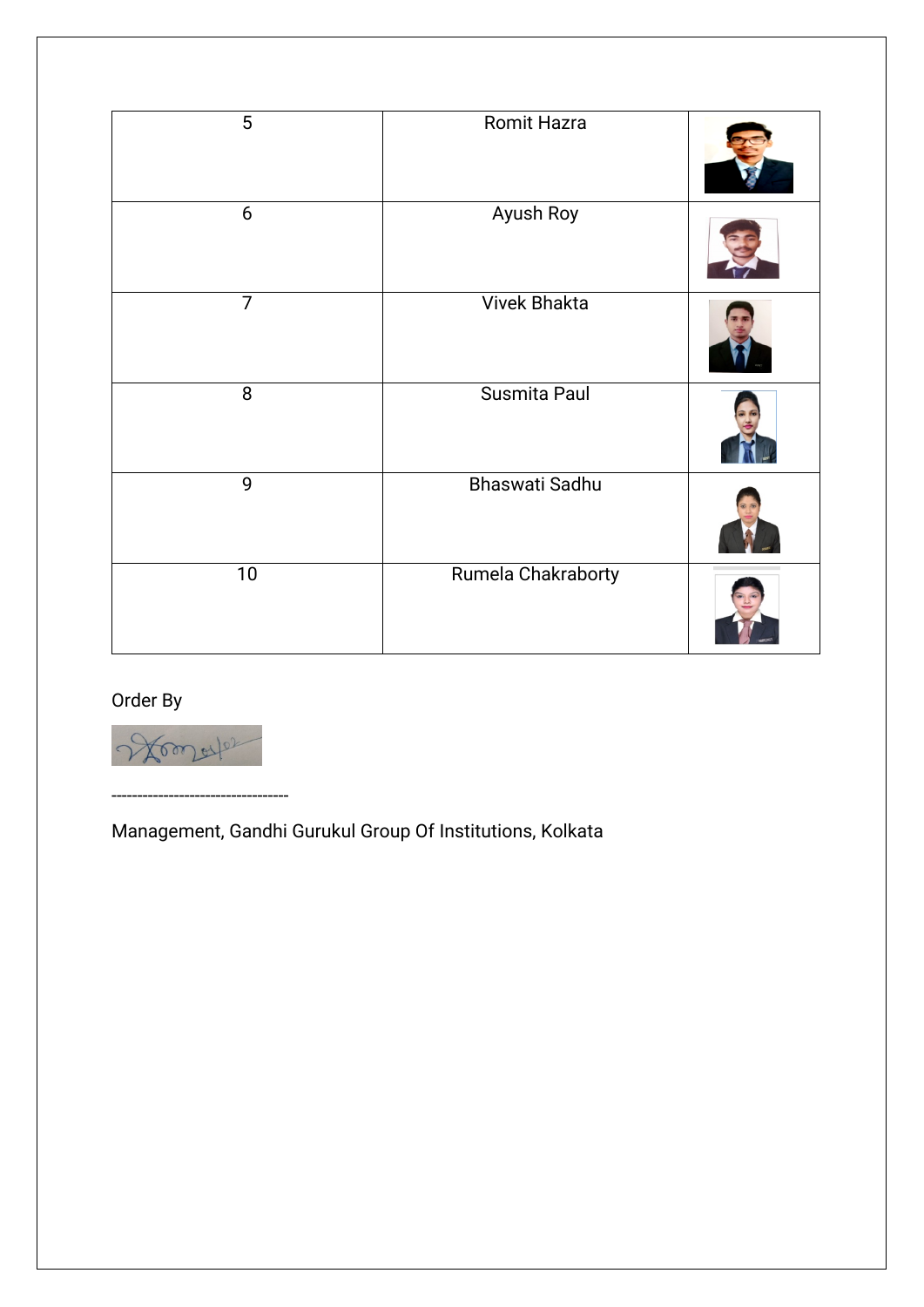| | | |
|---|---|---|
| 5 | Romit Hazra | |
| 6 | Ayush Roy | |
| 7 | Vivek Bhakta | |
| 8 | Susmita Paul | |
| 9 | Bhaswati Sadhu | |
| 10 | Rumela Chakraborty | |

Order By

-----------------------------------

Management, Gandhi Gurukul Group Of Institutions, Kolkata